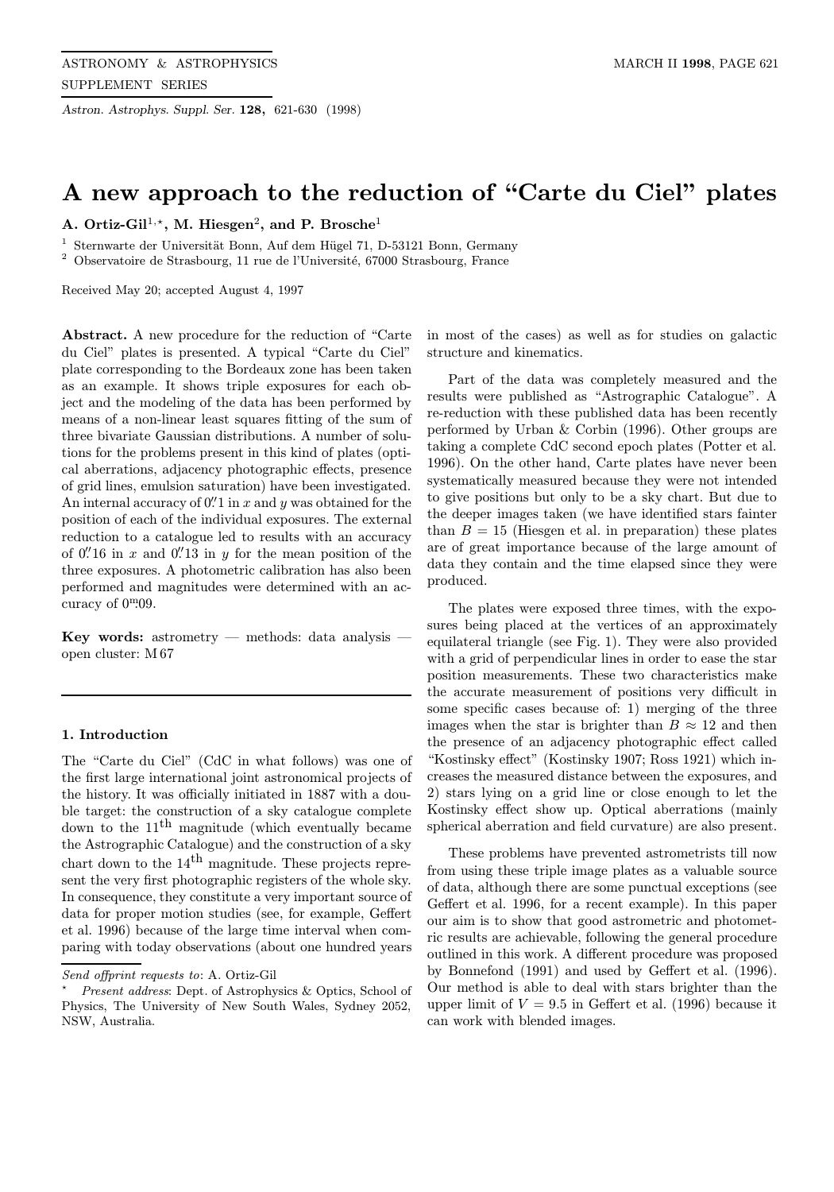# A new approach to the reduction of "Carte du Ciel" plates

**A. Ortiz-Gil[1,⋆], M. Hiesgen[2], and P. Brosche[1]**

[1] Sternwarte der Universität Bonn, Auf dem Hügel 71, D-53121 Bonn, Germany
[2] Observatoire de Strasbourg, 11 rue de l'Université, 67000 Strasbourg, France

Received May 20; accepted August 4, 1997

**Abstract.** A new procedure for the reduction of "Carte du Ciel" plates is presented. A typical "Carte du Ciel" plate corresponding to the Bordeaux zone has been taken as an example. It shows triple exposures for each object and the modeling of the data has been performed by means of a non-linear least squares fitting of the sum of three bivariate Gaussian distributions. A number of solutions for the problems present in this kind of plates (optical aberrations, adjacency photographic effects, presence of grid lines, emulsion saturation) have been investigated. An internal accuracy of $0\farcs1$ in $x$ and $y$ was obtained for the position of each of the individual exposures. The external reduction to a catalogue led to results with an accuracy of $0\farcs16$ in $x$ and $0\farcs13$ in $y$ for the mean position of the three exposures. A photometric calibration has also been performed and magnitudes were determined with an accuracy of $0\fm09$.

**Key words:** astrometry — methods: data analysis — open cluster: M 67

## 1. Introduction

The "Carte du Ciel" (CdC in what follows) was one of the first large international joint astronomical projects of the history. It was officially initiated in 1887 with a double target: the construction of a sky catalogue complete down to the $11^{\rm th}$ magnitude (which eventually became the Astrographic Catalogue) and the construction of a sky chart down to the $14^{\rm th}$ magnitude. These projects represent the very first photographic registers of the whole sky. In consequence, they constitute a very important source of data for proper motion studies (see, for example, Geffert et al. 1996) because of the large time interval when comparing with today observations (about one hundred years in most of the cases) as well as for studies on galactic structure and kinematics.

Part of the data was completely measured and the results were published as "Astrographic Catalogue". A re-reduction with these published data has been recently performed by Urban & Corbin (1996). Other groups are taking a complete CdC second epoch plates (Potter et al. 1996). On the other hand, Carte plates have never been systematically measured because they were not intended to give positions but only to be a sky chart. But due to the deeper images taken (we have identified stars fainter than $B = 15$ (Hiesgen et al. in preparation) these plates are of great importance because of the large amount of data they contain and the time elapsed since they were produced.

The plates were exposed three times, with the exposures being placed at the vertices of an approximately equilateral triangle (see Fig. 1). They were also provided with a grid of perpendicular lines in order to ease the star position measurements. These two characteristics make the accurate measurement of positions very difficult in some specific cases because of: 1) merging of the three images when the star is brighter than $B \approx 12$ and then the presence of an adjacency photographic effect called "Kostinsky effect" (Kostinsky 1907; Ross 1921) which increases the measured distance between the exposures, and 2) stars lying on a grid line or close enough to let the Kostinsky effect show up. Optical aberrations (mainly spherical aberration and field curvature) are also present.

These problems have prevented astrometrists till now from using these triple image plates as a valuable source of data, although there are some punctual exceptions (see Geffert et al. 1996, for a recent example). In this paper our aim is to show that good astrometric and photometric results are achievable, following the general procedure outlined in this work. A different procedure was proposed by Bonnefond (1991) and used by Geffert et al. (1996). Our method is able to deal with stars brighter than the upper limit of $V = 9.5$ in Geffert et al. (1996) because it can work with blended images.

---

*Send offprint requests to*: A. Ortiz-Gil

⋆ *Present address*: Dept. of Astrophysics & Optics, School of Physics, The University of New South Wales, Sydney 2052, NSW, Australia.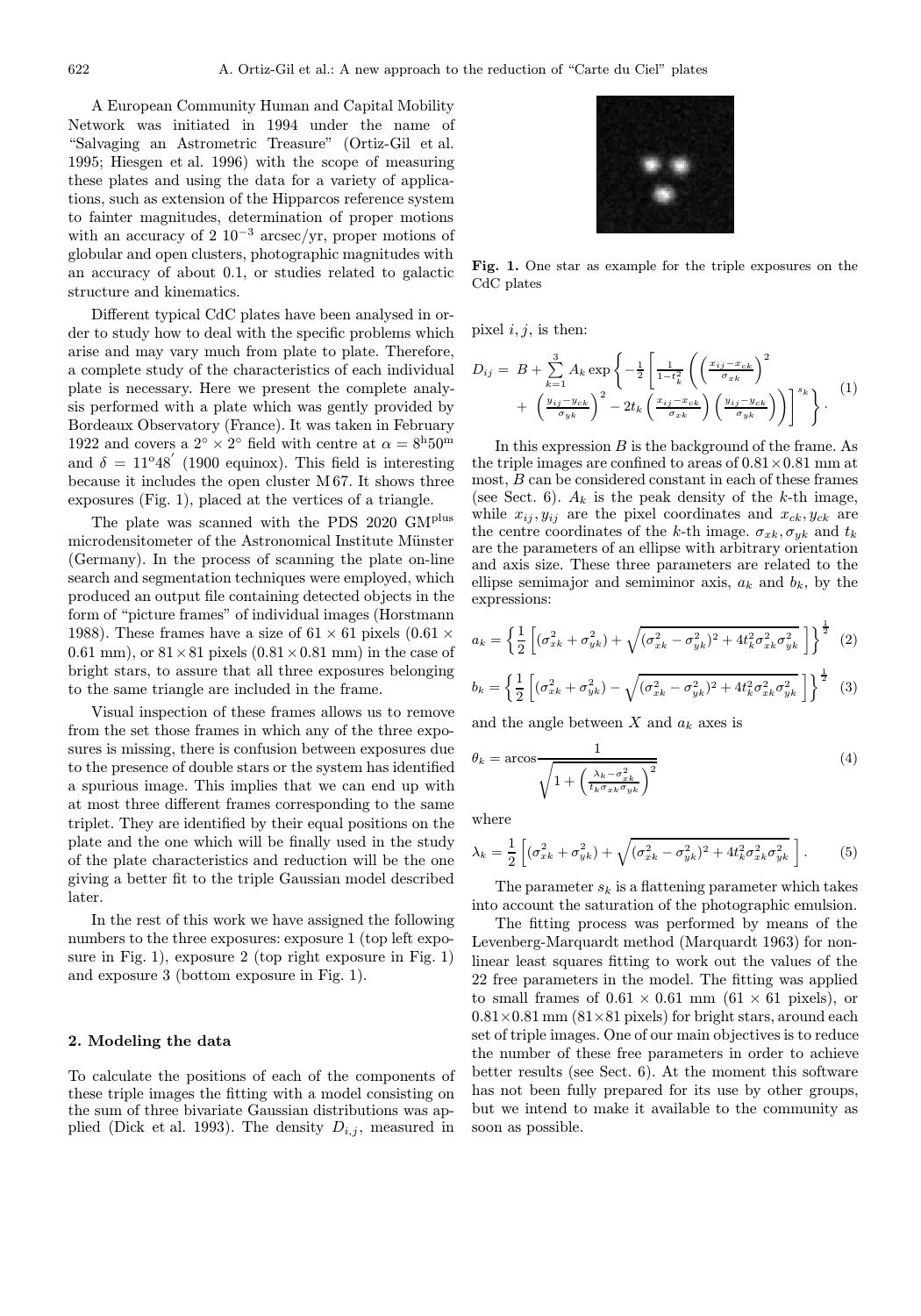A European Community Human and Capital Mobility Network was initiated in 1994 under the name of "Salvaging an Astrometric Treasure" (Ortiz-Gil et al. 1995; Hiesgen et al. 1996) with the scope of measuring these plates and using the data for a variety of applications, such as extension of the Hipparcos reference system to fainter magnitudes, determination of proper motions with an accuracy of $2\ 10^{-3}$ arcsec/yr, proper motions of globular and open clusters, photographic magnitudes with an accuracy of about 0.1, or studies related to galactic structure and kinematics.

Different typical CdC plates have been analysed in order to study how to deal with the specific problems which arise and may vary much from plate to plate. Therefore, a complete study of the characteristics of each individual plate is necessary. Here we present the complete analysis performed with a plate which was gently provided by Bordeaux Observatory (France). It was taken in February 1922 and covers a $2^\circ \times 2^\circ$ field with centre at $\alpha = 8^{\rm h}50^{\rm m}$ and $\delta = 11^{\rm o}48^{'}$ (1900 equinox). This field is interesting because it includes the open cluster M 67. It shows three exposures (Fig. 1), placed at the vertices of a triangle.

The plate was scanned with the PDS 2020 GM$^{\rm plus}$ microdensitometer of the Astronomical Institute Münster (Germany). In the process of scanning the plate on-line search and segmentation techniques were employed, which produced an output file containing detected objects in the form of "picture frames" of individual images (Horstmann 1988). These frames have a size of $61 \times 61$ pixels ($0.61 \times 0.61$ mm), or $81 \times 81$ pixels ($0.81 \times 0.81$ mm) in the case of bright stars, to assure that all three exposures belonging to the same triangle are included in the frame.

Visual inspection of these frames allows us to remove from the set those frames in which any of the three exposures is missing, there is confusion between exposures due to the presence of double stars or the system has identified a spurious image. This implies that we can end up with at most three different frames corresponding to the same triplet. They are identified by their equal positions on the plate and the one which will be finally used in the study of the plate characteristics and reduction will be the one giving a better fit to the triple Gaussian model described later.

In the rest of this work we have assigned the following numbers to the three exposures: exposure 1 (top left exposure in Fig. 1), exposure 2 (top right exposure in Fig. 1) and exposure 3 (bottom exposure in Fig. 1).

**Fig. 1.** One star as example for the triple exposures on the CdC plates

## 2. Modeling the data

To calculate the positions of each of the components of these triple images the fitting with a model consisting on the sum of three bivariate Gaussian distributions was applied (Dick et al. 1993). The density $D_{i,j}$, measured in pixel $i, j$, is then:

$$D_{ij} = B + \sum_{k=1}^{3} A_k \exp\left\{ -\frac{1}{2}\left[ \frac{1}{1-t_k^2}\left( \left(\frac{x_{ij}-x_{ck}}{\sigma_{xk}}\right)^2 + \left(\frac{y_{ij}-y_{ck}}{\sigma_{yk}}\right)^2 - 2t_k\left(\frac{x_{ij}-x_{ck}}{\sigma_{xk}}\right)\left(\frac{y_{ij}-y_{ck}}{\sigma_{yk}}\right)\right)\right]^{s_k} \right\}. \quad (1)$$

In this expression $B$ is the background of the frame. As the triple images are confined to areas of $0.81 \times 0.81$ mm at most, $B$ can be considered constant in each of these frames (see Sect. 6). $A_k$ is the peak density of the $k$-th image, while $x_{ij}, y_{ij}$ are the pixel coordinates and $x_{ck}, y_{ck}$ are the centre coordinates of the $k$-th image. $\sigma_{xk}, \sigma_{yk}$ and $t_k$ are the parameters of an ellipse with arbitrary orientation and axis size. These three parameters are related to the ellipse semimajor and semiminor axis, $a_k$ and $b_k$, by the expressions:

$$a_k = \left\{ \frac{1}{2}\left[ (\sigma_{xk}^2 + \sigma_{yk}^2) + \sqrt{(\sigma_{xk}^2 - \sigma_{yk}^2)^2 + 4t_k^2\sigma_{xk}^2\sigma_{yk}^2}\ \right] \right\}^{\frac{1}{2}} \quad (2)$$

$$b_k = \left\{ \frac{1}{2}\left[ (\sigma_{xk}^2 + \sigma_{yk}^2) - \sqrt{(\sigma_{xk}^2 - \sigma_{yk}^2)^2 + 4t_k^2\sigma_{xk}^2\sigma_{yk}^2}\ \right] \right\}^{\frac{1}{2}} \quad (3)$$

and the angle between $X$ and $a_k$ axes is

$$\theta_k = \arccos\frac{1}{\sqrt{1+\left(\frac{\lambda_k - \sigma_{xk}^2}{t_k\sigma_{xk}\sigma_{yk}}\right)^2}} \quad (4)$$

where

$$\lambda_k = \frac{1}{2}\left[ (\sigma_{xk}^2 + \sigma_{yk}^2) + \sqrt{(\sigma_{xk}^2 - \sigma_{yk}^2)^2 + 4t_k^2\sigma_{xk}^2\sigma_{yk}^2}\ \right]. \quad (5)$$

The parameter $s_k$ is a flattening parameter which takes into account the saturation of the photographic emulsion.

The fitting process was performed by means of the Levenberg-Marquardt method (Marquardt 1963) for nonlinear least squares fitting to work out the values of the 22 free parameters in the model. The fitting was applied to small frames of $0.61 \times 0.61$ mm ($61 \times 61$ pixels), or $0.81 \times 0.81$ mm ($81 \times 81$ pixels) for bright stars, around each set of triple images. One of our main objectives is to reduce the number of these free parameters in order to achieve better results (see Sect. 6). At the moment this software has not been fully prepared for its use by other groups, but we intend to make it available to the community as soon as possible.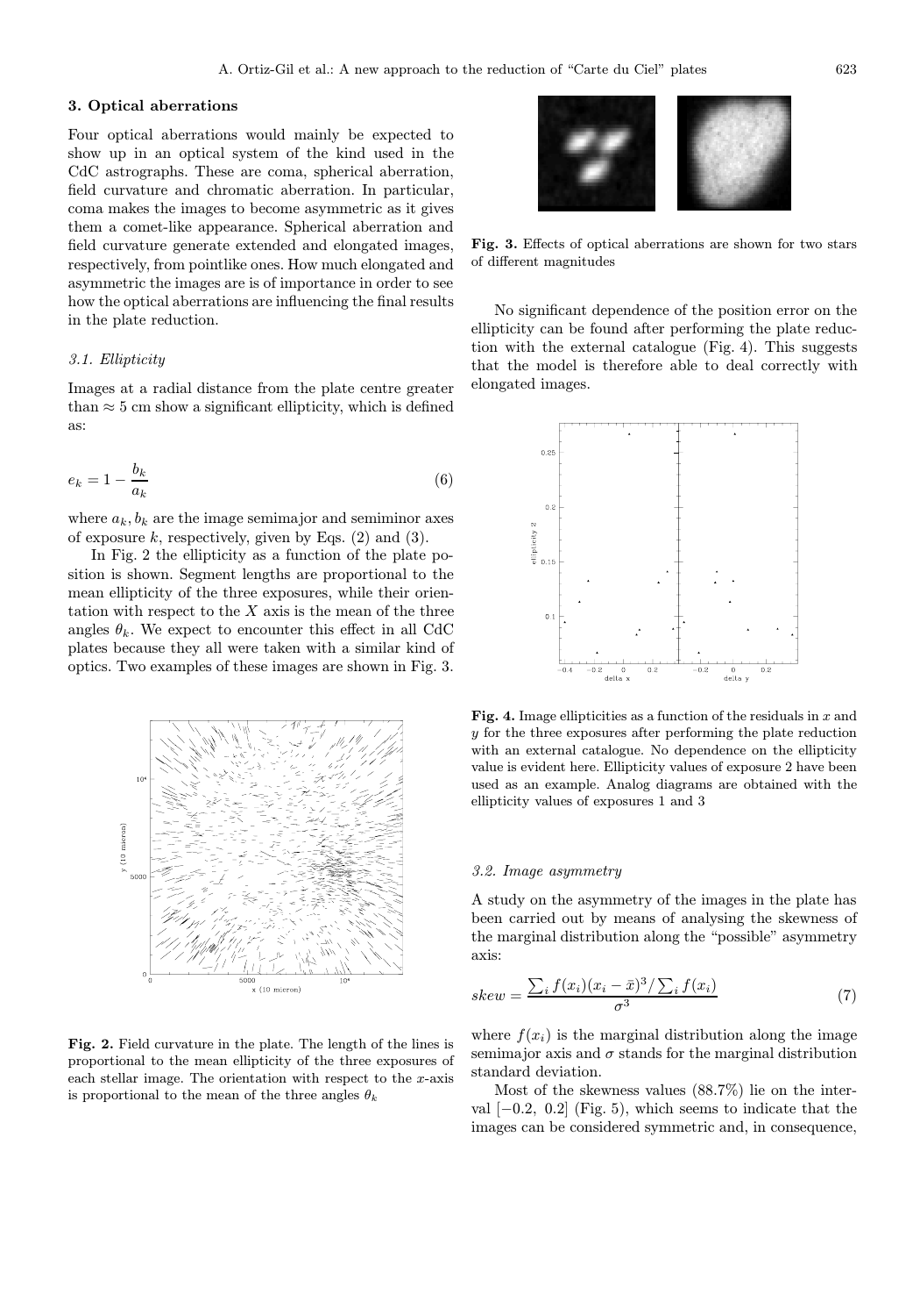## 3. Optical aberrations

Four optical aberrations would mainly be expected to show up in an optical system of the kind used in the CdC astrographs. These are coma, spherical aberration, field curvature and chromatic aberration. In particular, coma makes the images to become asymmetric as it gives them a comet-like appearance. Spherical aberration and field curvature generate extended and elongated images, respectively, from pointlike ones. How much elongated and asymmetric the images are is of importance in order to see how the optical aberrations are influencing the final results in the plate reduction.

### *3.1. Ellipticity*

Images at a radial distance from the plate centre greater than $\approx 5$ cm show a significant ellipticity, which is defined as:

$$e_k = 1 - \frac{b_k}{a_k} \tag{6}$$

where $a_k, b_k$ are the image semimajor and semiminor axes of exposure $k$, respectively, given by Eqs. (2) and (3).

In Fig. 2 the ellipticity as a function of the plate position is shown. Segment lengths are proportional to the mean ellipticity of the three exposures, while their orientation with respect to the $X$ axis is the mean of the three angles $\theta_k$. We expect to encounter this effect in all CdC plates because they all were taken with a similar kind of optics. Two examples of these images are shown in Fig. 3.

**Fig. 2.** Field curvature in the plate. The length of the lines is proportional to the mean ellipticity of the three exposures of each stellar image. The orientation with respect to the $x$-axis is proportional to the mean of the three angles $\theta_k$

**Fig. 3.** Effects of optical aberrations are shown for two stars of different magnitudes

No significant dependence of the position error on the ellipticity can be found after performing the plate reduction with the external catalogue (Fig. 4). This suggests that the model is therefore able to deal correctly with elongated images.

**Fig. 4.** Image ellipticities as a function of the residuals in $x$ and $y$ for the three exposures after performing the plate reduction with an external catalogue. No dependence on the ellipticity value is evident here. Ellipticity values of exposure 2 have been used as an example. Analog diagrams are obtained with the ellipticity values of exposures 1 and 3

### *3.2. Image asymmetry*

A study on the asymmetry of the images in the plate has been carried out by means of analysing the skewness of the marginal distribution along the "possible" asymmetry axis:

$$skew = \frac{\sum_i f(x_i)(x_i - \bar{x})^3 / \sum_i f(x_i)}{\sigma^3} \tag{7}$$

where $f(x_i)$ is the marginal distribution along the image semimajor axis and $\sigma$ stands for the marginal distribution standard deviation.

Most of the skewness values (88.7%) lie on the interval $[-0.2,\ 0.2]$ (Fig. 5), which seems to indicate that the images can be considered symmetric and, in consequence,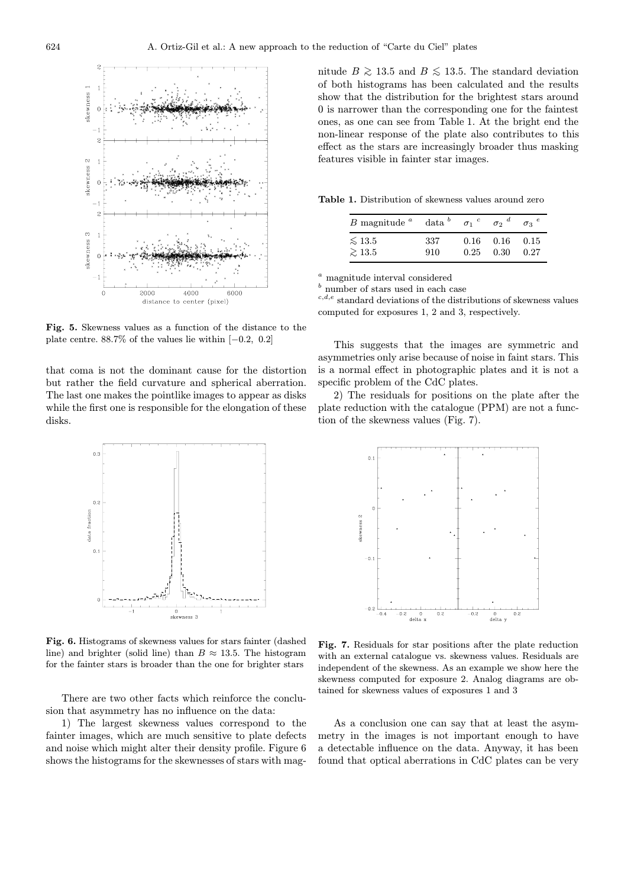Fig. 5. Skewness values as a function of the distance to the plate centre. 88.7% of the values lie within $[-0.2,\ 0.2]$

that coma is not the dominant cause for the distortion but rather the field curvature and spherical aberration. The last one makes the pointlike images to appear as disks while the first one is responsible for the elongation of these disks.

Fig. 6. Histograms of skewness values for stars fainter (dashed line) and brighter (solid line) than $B \approx 13.5$. The histogram for the fainter stars is broader than the one for brighter stars

There are two other facts which reinforce the conclusion that asymmetry has no influence on the data:

1) The largest skewness values correspond to the fainter images, which are much sensitive to plate defects and noise which might alter their density profile. Figure 6 shows the histograms for the skewnesses of stars with magnitude $B \gtrsim 13.5$ and $B \lesssim 13.5$. The standard deviation of both histograms has been calculated and the results show that the distribution for the brightest stars around 0 is narrower than the corresponding one for the faintest ones, as one can see from Table 1. At the bright end the non-linear response of the plate also contributes to this effect as the stars are increasingly broader thus masking features visible in fainter star images.

**Table 1.** Distribution of skewness values around zero

| $B$ magnitude [a] | data [b] | $\sigma_1$ [c] | $\sigma_2$ [d] | $\sigma_3$ [e] |
|---|---|---|---|---|
| $\lesssim 13.5$ | 337 | 0.16 | 0.16 | 0.15 |
| $\gtrsim 13.5$ | 910 | 0.25 | 0.30 | 0.27 |

[a] magnitude interval considered
[b] number of stars used in each case
[c,d,e] standard deviations of the distributions of skewness values computed for exposures 1, 2 and 3, respectively.

This suggests that the images are symmetric and asymmetries only arise because of noise in faint stars. This is a normal effect in photographic plates and it is not a specific problem of the CdC plates.

2) The residuals for positions on the plate after the plate reduction with the catalogue (PPM) are not a function of the skewness values (Fig. 7).

Fig. 7. Residuals for star positions after the plate reduction with an external catalogue vs. skewness values. Residuals are independent of the skewness. As an example we show here the skewness computed for exposure 2. Analog diagrams are obtained for skewness values of exposures 1 and 3

As a conclusion one can say that at least the asymmetry in the images is not important enough to have a detectable influence on the data. Anyway, it has been found that optical aberrations in CdC plates can be very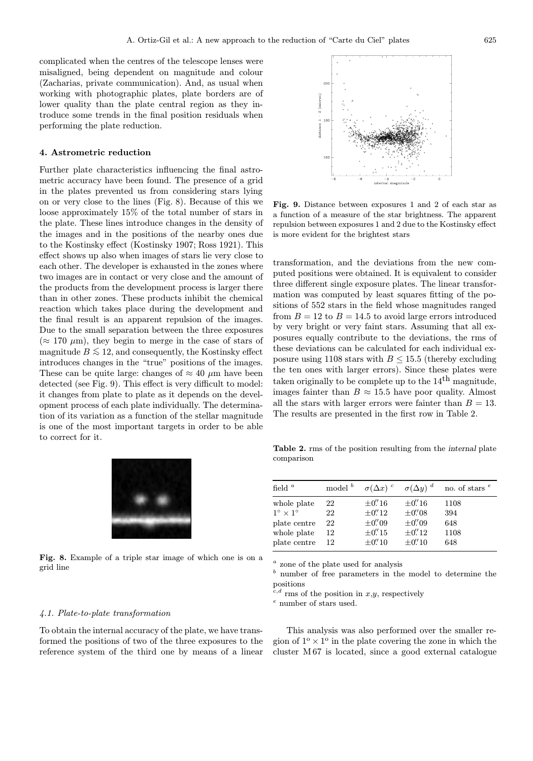complicated when the centres of the telescope lenses were misaligned, being dependent on magnitude and colour (Zacharias, private communication). And, as usual when working with photographic plates, plate borders are of lower quality than the plate central region as they introduce some trends in the final position residuals when performing the plate reduction.

## 4. Astrometric reduction

Further plate characteristics influencing the final astrometric accuracy have been found. The presence of a grid in the plates prevented us from considering stars lying on or very close to the lines (Fig. 8). Because of this we loose approximately 15% of the total number of stars in the plate. These lines introduce changes in the density of the images and in the positions of the nearby ones due to the Kostinsky effect (Kostinsky 1907; Ross 1921). This effect shows up also when images of stars lie very close to each other. The developer is exhausted in the zones where two images are in contact or very close and the amount of the products from the development process is larger there than in other zones. These products inhibit the chemical reaction which takes place during the development and the final result is an apparent repulsion of the images. Due to the small separation between the three exposures ($\approx 170$ $\mu$m), they begin to merge in the case of stars of magnitude $B \lesssim 12$, and consequently, the Kostinsky effect introduces changes in the "true" positions of the images. These can be quite large: changes of $\approx 40$ $\mu$m have been detected (see Fig. 9). This effect is very difficult to model: it changes from plate to plate as it depends on the development process of each plate individually. The determination of its variation as a function of the stellar magnitude is one of the most important targets in order to be able to correct for it.

**Fig. 8.** Example of a triple star image of which one is on a grid line

**Fig. 9.** Distance between exposures 1 and 2 of each star as a function of a measure of the star brightness. The apparent repulsion between exposures 1 and 2 due to the Kostinsky effect is more evident for the brightest stars

### 4.1. Plate-to-plate transformation

To obtain the internal accuracy of the plate, we have transformed the positions of two of the three exposures to the reference system of the third one by means of a linear transformation, and the deviations from the new computed positions were obtained. It is equivalent to consider three different single exposure plates. The linear transformation was computed by least squares fitting of the positions of 552 stars in the field whose magnitudes ranged from $B = 12$ to $B = 14.5$ to avoid large errors introduced by very bright or very faint stars. Assuming that all exposures equally contribute to the deviations, the rms of these deviations can be calculated for each individual exposure using 1108 stars with $B \leq 15.5$ (thereby excluding the ten ones with larger errors). Since these plates were taken originally to be complete up to the 14$^{\rm th}$ magnitude, images fainter than $B \approx 15.5$ have poor quality. Almost all the stars with larger errors were fainter than $B = 13$. The results are presented in the first row in Table 2.

**Table 2.** rms of the position resulting from the *internal* plate comparison

| field [a] | model [b] | $\sigma(\Delta x)$ [c] | $\sigma(\Delta y)$ [d] | no. of stars [e] |
|---|---|---|---|---|
| whole plate | 22 | $\pm0\farcs16$ | $\pm0\farcs16$ | 1108 |
| $1^\circ \times 1^\circ$ | 22 | $\pm0\farcs12$ | $\pm0\farcs08$ | 394 |
| plate centre | 22 | $\pm0\farcs09$ | $\pm0\farcs09$ | 648 |
| whole plate | 12 | $\pm0\farcs15$ | $\pm0\farcs12$ | 1108 |
| plate centre | 12 | $\pm0\farcs10$ | $\pm0\farcs10$ | 648 |

[a] zone of the plate used for analysis
[b] number of free parameters in the model to determine the positions
[c,d] rms of the position in $x$,$y$, respectively
[e] number of stars used.

This analysis was also performed over the smaller region of $1^{\rm o} \times 1^{\rm o}$ in the plate covering the zone in which the cluster M 67 is located, since a good external catalogue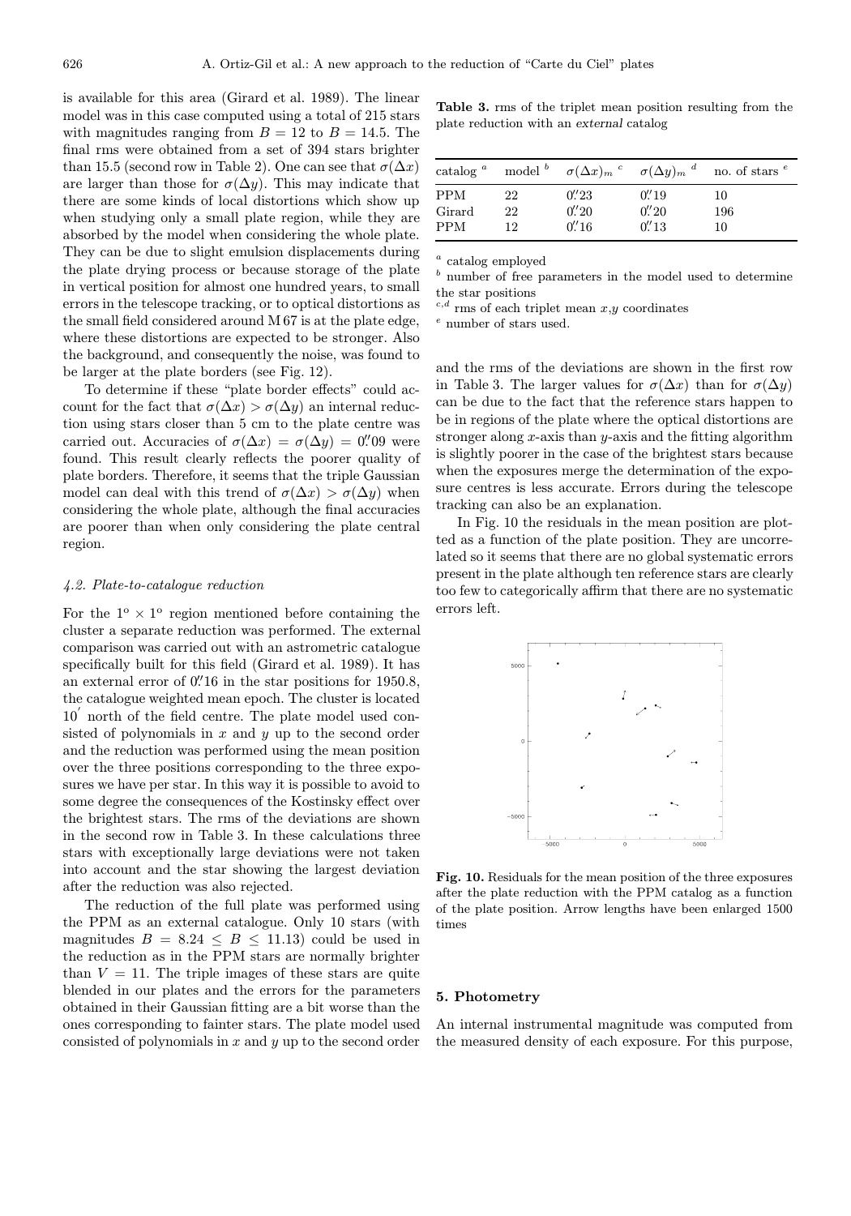is available for this area (Girard et al. 1989). The linear model was in this case computed using a total of 215 stars with magnitudes ranging from $B = 12$ to $B = 14.5$. The final rms were obtained from a set of 394 stars brighter than 15.5 (second row in Table 2). One can see that $\sigma(\Delta x)$ are larger than those for $\sigma(\Delta y)$. This may indicate that there are some kinds of local distortions which show up when studying only a small plate region, while they are absorbed by the model when considering the whole plate. They can be due to slight emulsion displacements during the plate drying process or because storage of the plate in vertical position for almost one hundred years, to small errors in the telescope tracking, or to optical distortions as the small field considered around M 67 is at the plate edge, where these distortions are expected to be stronger. Also the background, and consequently the noise, was found to be larger at the plate borders (see Fig. 12).

To determine if these "plate border effects" could account for the fact that $\sigma(\Delta x) > \sigma(\Delta y)$ an internal reduction using stars closer than 5 cm to the plate centre was carried out. Accuracies of $\sigma(\Delta x) = \sigma(\Delta y) = 0.''09$ were found. This result clearly reflects the poorer quality of plate borders. Therefore, it seems that the triple Gaussian model can deal with this trend of $\sigma(\Delta x) > \sigma(\Delta y)$ when considering the whole plate, although the final accuracies are poorer than when only considering the plate central region.

### 4.2. Plate-to-catalogue reduction

For the $1^{\circ} \times 1^{\circ}$ region mentioned before containing the cluster a separate reduction was performed. The external comparison was carried out with an astrometric catalogue specifically built for this field (Girard et al. 1989). It has an external error of $0.''16$ in the star positions for 1950.8, the catalogue weighted mean epoch. The cluster is located $10'$ north of the field centre. The plate model used consisted of polynomials in $x$ and $y$ up to the second order and the reduction was performed using the mean position over the three positions corresponding to the three exposures we have per star. In this way it is possible to avoid to some degree the consequences of the Kostinsky effect over the brightest stars. The rms of the deviations are shown in the second row in Table 3. In these calculations three stars with exceptionally large deviations were not taken into account and the star showing the largest deviation after the reduction was also rejected.

The reduction of the full plate was performed using the PPM as an external catalogue. Only 10 stars (with magnitudes $B = 8.24 \leq B \leq 11.13$) could be used in the reduction as in the PPM stars are normally brighter than $V = 11$. The triple images of these stars are quite blended in our plates and the errors for the parameters obtained in their Gaussian fitting are a bit worse than the ones corresponding to fainter stars. The plate model used consisted of polynomials in $x$ and $y$ up to the second order and the rms of the deviations are shown in the first row in Table 3. The larger values for $\sigma(\Delta x)$ than for $\sigma(\Delta y)$ can be due to the fact that the reference stars happen to be in regions of the plate where the optical distortions are stronger along $x$-axis than $y$-axis and the fitting algorithm is slightly poorer in the case of the brightest stars because when the exposures merge the determination of the exposure centres is less accurate. Errors during the telescope tracking can also be an explanation.

In Fig. 10 the residuals in the mean position are plotted as a function of the plate position. They are uncorrelated so it seems that there are no global systematic errors present in the plate although ten reference stars are clearly too few to categorically affirm that there are no systematic errors left.

**Table 3.** rms of the triplet mean position resulting from the plate reduction with an *external* catalog

| catalog [a] | model [b] | $\sigma(\Delta x)_m$ [c] | $\sigma(\Delta y)_m$ [d] | no. of stars [e] |
|---|---|---|---|---|
| PPM | 22 | $0.''23$ | $0.''19$ | 10 |
| Girard | 22 | $0.''20$ | $0.''20$ | 196 |
| PPM | 12 | $0.''16$ | $0.''13$ | 10 |

[a] catalog employed
[b] number of free parameters in the model used to determine the star positions
[c,d] rms of each triplet mean $x$,$y$ coordinates
[e] number of stars used.

**Fig. 10.** Residuals for the mean position of the three exposures after the plate reduction with the PPM catalog as a function of the plate position. Arrow lengths have been enlarged 1500 times

## 5. Photometry

An internal instrumental magnitude was computed from the measured density of each exposure. For this purpose,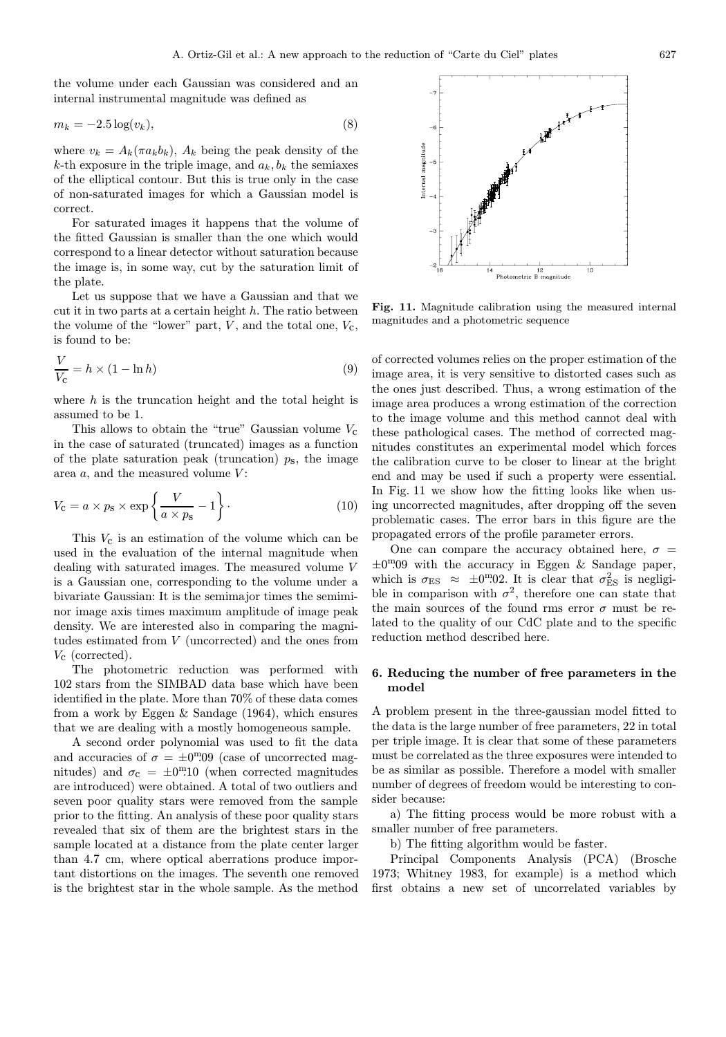the volume under each Gaussian was considered and an internal instrumental magnitude was defined as

$$m_k = -2.5 \log(v_k), \tag{8}$$

where $v_k = A_k(\pi a_k b_k)$, $A_k$ being the peak density of the $k$-th exposure in the triple image, and $a_k, b_k$ the semiaxes of the elliptical contour. But this is true only in the case of non-saturated images for which a Gaussian model is correct.

For saturated images it happens that the volume of the fitted Gaussian is smaller than the one which would correspond to a linear detector without saturation because the image is, in some way, cut by the saturation limit of the plate.

Let us suppose that we have a Gaussian and that we cut it in two parts at a certain height $h$. The ratio between the volume of the "lower" part, $V$, and the total one, $V_{\rm c}$, is found to be:

$$\frac{V}{V_{\rm c}} = h \times (1 - \ln h) \tag{9}$$

where $h$ is the truncation height and the total height is assumed to be 1.

This allows to obtain the "true" Gaussian volume $V_{\rm c}$ in the case of saturated (truncated) images as a function of the plate saturation peak (truncation) $p_{\rm s}$, the image area $a$, and the measured volume $V$:

$$V_{\rm c} = a \times p_{\rm s} \times \exp\left\{\frac{V}{a \times p_{\rm s}} - 1\right\}. \tag{10}$$

This $V_{\rm c}$ is an estimation of the volume which can be used in the evaluation of the internal magnitude when dealing with saturated images. The measured volume $V$ is a Gaussian one, corresponding to the volume under a bivariate Gaussian: It is the semimajor times the semiminor image axis times maximum amplitude of image peak density. We are interested also in comparing the magnitudes estimated from $V$ (uncorrected) and the ones from $V_{\rm c}$ (corrected).

The photometric reduction was performed with 102 stars from the SIMBAD data base which have been identified in the plate. More than 70% of these data comes from a work by Eggen & Sandage (1964), which ensures that we are dealing with a mostly homogeneous sample.

A second order polynomial was used to fit the data and accuracies of $\sigma = \pm 0\overset{\rm m}{.}09$ (case of uncorrected magnitudes) and $\sigma_{\rm c} = \pm 0\overset{\rm m}{.}10$ (when corrected magnitudes are introduced) were obtained. A total of two outliers and seven poor quality stars were removed from the sample prior to the fitting. An analysis of these poor quality stars revealed that six of them are the brightest stars in the sample located at a distance from the plate center larger than 4.7 cm, where optical aberrations produce important distortions on the images. The seventh one removed is the brightest star in the whole sample. As the method of corrected volumes relies on the proper estimation of the image area, it is very sensitive to distorted cases such as the ones just described. Thus, a wrong estimation of the image area produces a wrong estimation of the correction to the image volume and this method cannot deal with these pathological cases. The method of corrected magnitudes constitutes an experimental model which forces the calibration curve to be closer to linear at the bright end and may be used if such a property were essential. In Fig. 11 we show how the fitting looks like when using uncorrected magnitudes, after dropping off the seven problematic cases. The error bars in this figure are the propagated errors of the profile parameter errors.

**Fig. 11.** Magnitude calibration using the measured internal magnitudes and a photometric sequence

One can compare the accuracy obtained here, $\sigma = \pm 0\overset{\rm m}{.}09$ with the accuracy in Eggen & Sandage paper, which is $\sigma_{\rm ES} \approx \pm 0\overset{\rm m}{.}02$. It is clear that $\sigma_{\rm ES}^2$ is negligible in comparison with $\sigma^2$, therefore one can state that the main sources of the found rms error $\sigma$ must be related to the quality of our CdC plate and to the specific reduction method described here.

## 6. Reducing the number of free parameters in the model

A problem present in the three-gaussian model fitted to the data is the large number of free parameters, 22 in total per triple image. It is clear that some of these parameters must be correlated as the three exposures were intended to be as similar as possible. Therefore a model with smaller number of degrees of freedom would be interesting to consider because:

a) The fitting process would be more robust with a smaller number of free parameters.

b) The fitting algorithm would be faster.

Principal Components Analysis (PCA) (Brosche 1973; Whitney 1983, for example) is a method which first obtains a new set of uncorrelated variables by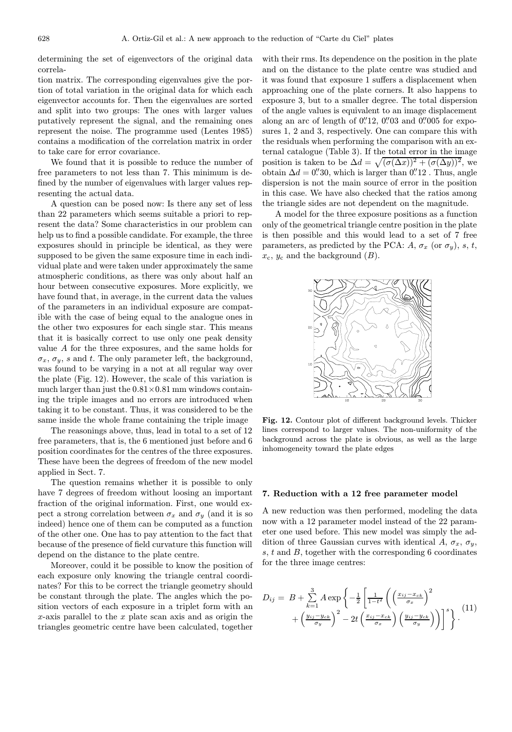determining the set of eigenvectors of the original data correlation matrix. The corresponding eigenvalues give the portion of total variation in the original data for which each eigenvector accounts for. Then the eigenvalues are sorted and split into two groups: The ones with larger values putatively represent the signal, and the remaining ones represent the noise. The programme used (Lentes 1985) contains a modification of the correlation matrix in order to take care for error covariance.

We found that it is possible to reduce the number of free parameters to not less than 7. This minimum is defined by the number of eigenvalues with larger values representing the actual data.

A question can be posed now: Is there any set of less than 22 parameters which seems suitable a priori to represent the data? Some characteristics in our problem can help us to find a possible candidate. For example, the three exposures should in principle be identical, as they were supposed to be given the same exposure time in each individual plate and were taken under approximately the same atmospheric conditions, as there was only about half an hour between consecutive exposures. More explicitly, we have found that, in average, in the current data the values of the parameters in an individual exposure are compatible with the case of being equal to the analogue ones in the other two exposures for each single star. This means that it is basically correct to use only one peak density value $A$ for the three exposures, and the same holds for $\sigma_x$, $\sigma_y$, $s$ and $t$. The only parameter left, the background, was found to be varying in a not at all regular way over the plate (Fig. 12). However, the scale of this variation is much larger than just the $0.81 \times 0.81$ mm windows containing the triple images and no errors are introduced when taking it to be constant. Thus, it was considered to be the same inside the whole frame containing the triple image

The reasonings above, thus, lead in total to a set of 12 free parameters, that is, the 6 mentioned just before and 6 position coordinates for the centres of the three exposures. These have been the degrees of freedom of the new model applied in Sect. 7.

The question remains whether it is possible to only have 7 degrees of freedom without loosing an important fraction of the original information. First, one would expect a strong correlation between $\sigma_x$ and $\sigma_y$ (and it is so indeed) hence one of them can be computed as a function of the other one. One has to pay attention to the fact that because of the presence of field curvature this function will depend on the distance to the plate centre.

Moreover, could it be possible to know the position of each exposure only knowing the triangle central coordinates? For this to be correct the triangle geometry should be constant through the plate. The angles which the position vectors of each exposure in a triplet form with an $x$-axis parallel to the $x$ plate scan axis and as origin the triangles geometric centre have been calculated, together with their rms. Its dependence on the position in the plate and on the distance to the plate centre was studied and it was found that exposure 1 suffers a displacement when approaching one of the plate corners. It also happens to exposure 3, but to a smaller degree. The total dispersion of the angle values is equivalent to an image displacement along an arc of length of $0\overset{''}{.}12$, $0\overset{''}{.}03$ and $0\overset{''}{.}005$ for exposures 1, 2 and 3, respectively. One can compare this with the residuals when performing the comparison with an external catalogue (Table 3). If the total error in the image position is taken to be $\Delta d = \sqrt{(\sigma(\Delta x))^2 + (\sigma(\Delta y))^2}$, we obtain $\Delta d = 0\overset{''}{.}30$, which is larger than $0\overset{''}{.}12$ . Thus, angle dispersion is not the main source of error in the position in this case. We have also checked that the ratios among the triangle sides are not dependent on the magnitude.

A model for the three exposure positions as a function only of the geometrical triangle centre position in the plate is then possible and this would lead to a set of 7 free parameters, as predicted by the PCA: $A$, $\sigma_x$ (or $\sigma_y$), $s$, $t$, $x_c$, $y_c$ and the background ($B$).

**Fig. 12.** Contour plot of different background levels. Thicker lines correspond to larger values. The non-uniformity of the background across the plate is obvious, as well as the large inhomogeneity toward the plate edges

## 7. Reduction with a 12 free parameter model

A new reduction was then performed, modeling the data now with a 12 parameter model instead of the 22 parameter one used before. This new model was simply the addition of three Gaussian curves with identical $A$, $\sigma_x$, $\sigma_y$, $s$, $t$ and $B$, together with the corresponding 6 coordinates for the three image centres:

$$D_{ij} = B + \sum_{k=1}^{3} A \exp\left\{ -\frac{1}{2} \left[ \frac{1}{1-t^2} \left( \left( \frac{x_{ij}-x_{ck}}{\sigma_x} \right)^2 + \left( \frac{y_{ij}-y_{ck}}{\sigma_y} \right)^2 - 2t \left( \frac{x_{ij}-x_{ck}}{\sigma_x} \right) \left( \frac{y_{ij}-y_{ck}}{\sigma_y} \right) \right) \right]^s \right\}. \quad (11)$$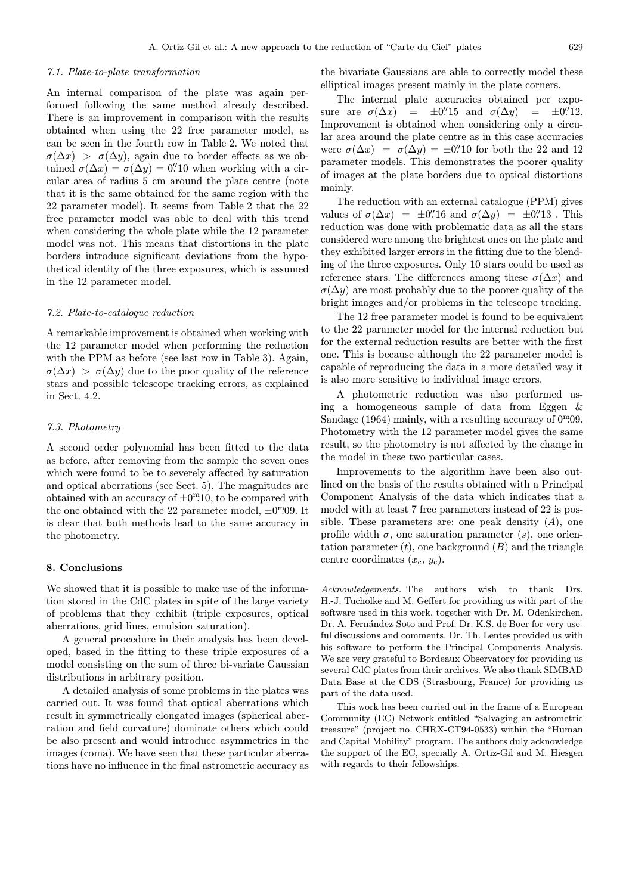### 7.1. Plate-to-plate transformation

An internal comparison of the plate was again performed following the same method already described. There is an improvement in comparison with the results obtained when using the 22 free parameter model, as can be seen in the fourth row in Table 2. We noted that $\sigma(\Delta x) > \sigma(\Delta y)$, again due to border effects as we obtained $\sigma(\Delta x) = \sigma(\Delta y) = 0\farcs10$ when working with a circular area of radius 5 cm around the plate centre (note that it is the same obtained for the same region with the 22 parameter model). It seems from Table 2 that the 22 free parameter model was able to deal with this trend when considering the whole plate while the 12 parameter model was not. This means that distortions in the plate borders introduce significant deviations from the hypothetical identity of the three exposures, which is assumed in the 12 parameter model.

### 7.2. Plate-to-catalogue reduction

A remarkable improvement is obtained when working with the 12 parameter model when performing the reduction with the PPM as before (see last row in Table 3). Again, $\sigma(\Delta x) > \sigma(\Delta y)$ due to the poor quality of the reference stars and possible telescope tracking errors, as explained in Sect. 4.2.

### 7.3. Photometry

A second order polynomial has been fitted to the data as before, after removing from the sample the seven ones which were found to be to severely affected by saturation and optical aberrations (see Sect. 5). The magnitudes are obtained with an accuracy of $\pm 0\fm10$, to be compared with the one obtained with the 22 parameter model, $\pm 0\fm09$. It is clear that both methods lead to the same accuracy in the photometry.

## 8. Conclusions

We showed that it is possible to make use of the information stored in the CdC plates in spite of the large variety of problems that they exhibit (triple exposures, optical aberrations, grid lines, emulsion saturation).

A general procedure in their analysis has been developed, based in the fitting to these triple exposures of a model consisting on the sum of three bi-variate Gaussian distributions in arbitrary position.

A detailed analysis of some problems in the plates was carried out. It was found that optical aberrations which result in symmetrically elongated images (spherical aberration and field curvature) dominate others which could be also present and would introduce asymmetries in the images (coma). We have seen that these particular aberrations have no influence in the final astrometric accuracy as the bivariate Gaussians are able to correctly model these elliptical images present mainly in the plate corners.

The internal plate accuracies obtained per exposure are $\sigma(\Delta x) = \pm 0\farcs15$ and $\sigma(\Delta y) = \pm 0\farcs12$. Improvement is obtained when considering only a circular area around the plate centre as in this case accuracies were $\sigma(\Delta x) = \sigma(\Delta y) = \pm 0\farcs10$ for both the 22 and 12 parameter models. This demonstrates the poorer quality of images at the plate borders due to optical distortions mainly.

The reduction with an external catalogue (PPM) gives values of $\sigma(\Delta x) = \pm 0\farcs16$ and $\sigma(\Delta y) = \pm 0\farcs13$ . This reduction was done with problematic data as all the stars considered were among the brightest ones on the plate and they exhibited larger errors in the fitting due to the blending of the three exposures. Only 10 stars could be used as reference stars. The differences among these $\sigma(\Delta x)$ and $\sigma(\Delta y)$ are most probably due to the poorer quality of the bright images and/or problems in the telescope tracking.

The 12 free parameter model is found to be equivalent to the 22 parameter model for the internal reduction but for the external reduction results are better with the first one. This is because although the 22 parameter model is capable of reproducing the data in a more detailed way it is also more sensitive to individual image errors.

A photometric reduction was also performed using a homogeneous sample of data from Eggen & Sandage (1964) mainly, with a resulting accuracy of $0\fm09$. Photometry with the 12 parameter model gives the same result, so the photometry is not affected by the change in the model in these two particular cases.

Improvements to the algorithm have been also outlined on the basis of the results obtained with a Principal Component Analysis of the data which indicates that a model with at least 7 free parameters instead of 22 is possible. These parameters are: one peak density ($A$), one profile width $\sigma$, one saturation parameter ($s$), one orientation parameter ($t$), one background ($B$) and the triangle centre coordinates ($x_c$, $y_c$).

*Acknowledgements.* The authors wish to thank Drs. H.-J. Tucholke and M. Geffert for providing us with part of the software used in this work, together with Dr. M. Odenkirchen, Dr. A. Fernández-Soto and Prof. Dr. K.S. de Boer for very useful discussions and comments. Dr. Th. Lentes provided us with his software to perform the Principal Components Analysis. We are very grateful to Bordeaux Observatory for providing us several CdC plates from their archives. We also thank SIMBAD Data Base at the CDS (Strasbourg, France) for providing us part of the data used.

This work has been carried out in the frame of a European Community (EC) Network entitled "Salvaging an astrometric treasure" (project no. CHRX-CT94-0533) within the "Human and Capital Mobility" program. The authors duly acknowledge the support of the EC, specially A. Ortiz-Gil and M. Hiesgen with regards to their fellowships.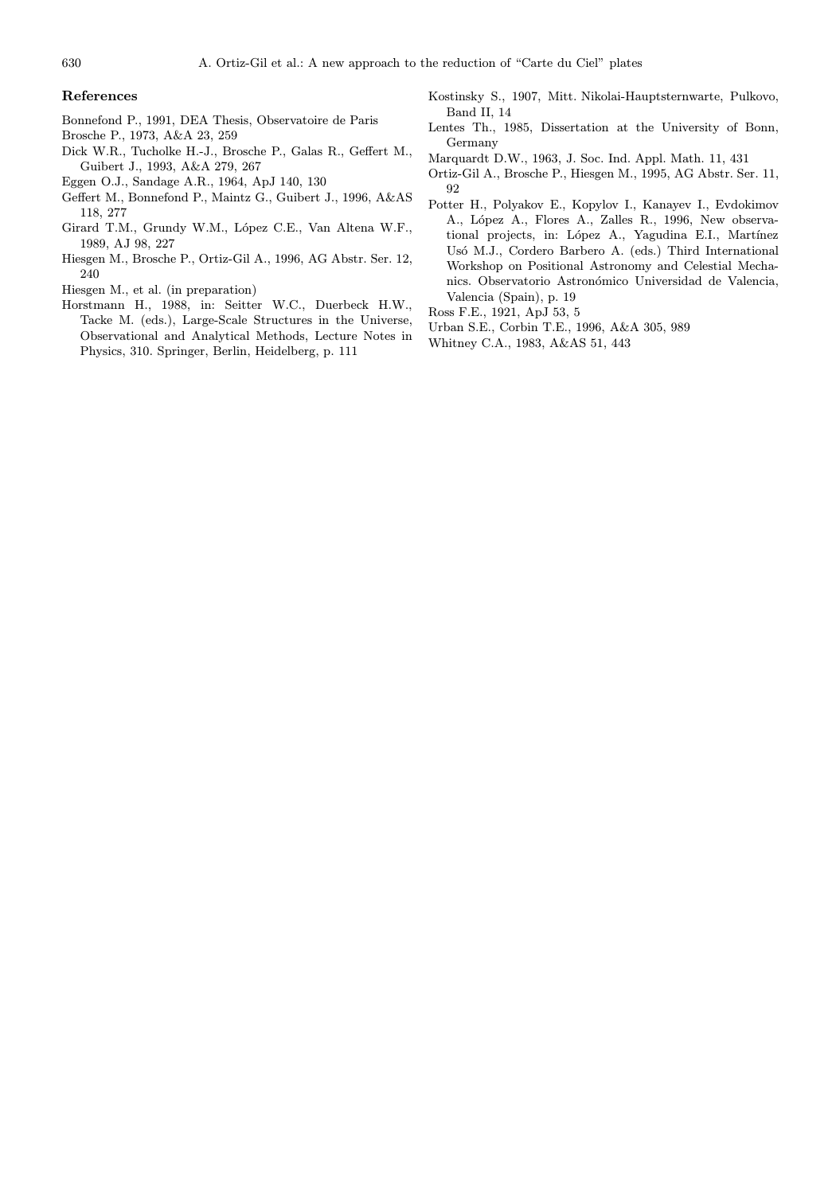## References

Bonnefond P., 1991, DEA Thesis, Observatoire de Paris

Brosche P., 1973, A&A 23, 259

Dick W.R., Tucholke H.-J., Brosche P., Galas R., Geffert M., Guibert J., 1993, A&A 279, 267

Eggen O.J., Sandage A.R., 1964, ApJ 140, 130

Geffert M., Bonnefond P., Maintz G., Guibert J., 1996, A&AS 118, 277

Girard T.M., Grundy W.M., López C.E., Van Altena W.F., 1989, AJ 98, 227

Hiesgen M., Brosche P., Ortiz-Gil A., 1996, AG Abstr. Ser. 12, 240

Hiesgen M., et al. (in preparation)

Horstmann H., 1988, in: Seitter W.C., Duerbeck H.W., Tacke M. (eds.), Large-Scale Structures in the Universe, Observational and Analytical Methods, Lecture Notes in Physics, 310. Springer, Berlin, Heidelberg, p. 111

Kostinsky S., 1907, Mitt. Nikolai-Hauptsternwarte, Pulkovo, Band II, 14

Lentes Th., 1985, Dissertation at the University of Bonn, Germany

Marquardt D.W., 1963, J. Soc. Ind. Appl. Math. 11, 431

Ortiz-Gil A., Brosche P., Hiesgen M., 1995, AG Abstr. Ser. 11, 92

Potter H., Polyakov E., Kopylov I., Kanayev I., Evdokimov A., López A., Flores A., Zalles R., 1996, New observational projects, in: López A., Yagudina E.I., Martínez Usó M.J., Cordero Barbero A. (eds.) Third International Workshop on Positional Astronomy and Celestial Mechanics. Observatorio Astronómico Universidad de Valencia, Valencia (Spain), p. 19

Ross F.E., 1921, ApJ 53, 5

Urban S.E., Corbin T.E., 1996, A&A 305, 989

Whitney C.A., 1983, A&AS 51, 443